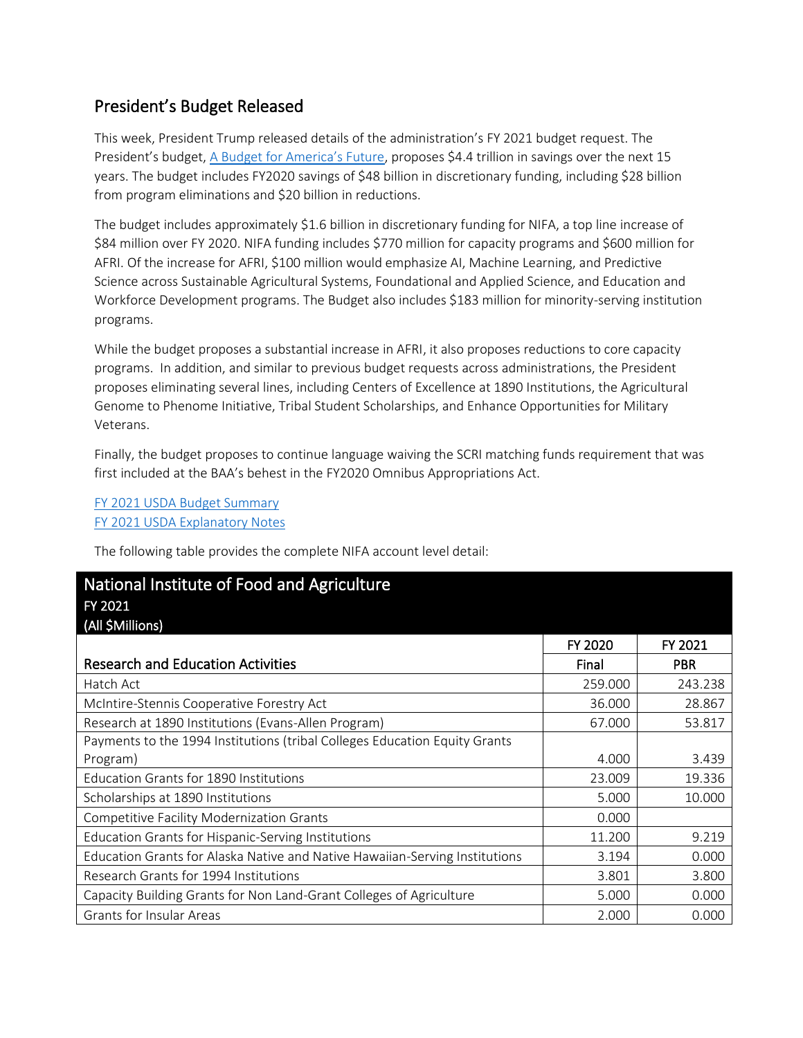## President's Budget Released

This week, President Trump released details of the administration's FY 2021 budget request. The President's budget, [A Budget for America's Future](), proposes $4.4 trillion in savings over the next 15 years. The budget includes FY2020 savings of $48 billion in discretionary funding, including $28 billion from program eliminations and $20 billion in reductions.

The budget includes approximately $1.6 billion in discretionary funding for NIFA, a top line increase of $84 million over FY 2020. NIFA funding includes $770 million for capacity programs and $600 million for AFRI. Of the increase for AFRI, $100 million would emphasize AI, Machine Learning, and Predictive Science across Sustainable Agricultural Systems, Foundational and Applied Science, and Education and Workforce Development programs. The Budget also includes $183 million for minority-serving institution programs.

While the budget proposes a substantial increase in AFRI, it also proposes reductions to core capacity programs. In addition, and similar to previous budget requests across administrations, the President proposes eliminating several lines, including Centers of Excellence at 1890 Institutions, the Agricultural Genome to Phenome Initiative, Tribal Student Scholarships, and Enhance Opportunities for Military Veterans.

Finally, the budget proposes to continue language waiving the SCRI matching funds requirement that was first included at the BAA's behest in the FY2020 Omnibus Appropriations Act.

[FY 2021 USDA Budget Summary]()
[FY 2021 USDA Explanatory Notes]()

The following table provides the complete NIFA account level detail:

| National Institute of Food and Agriculture<br>FY 2021<br>(All $Millions) | | |
|---|---|---|
| | FY 2020 | FY 2021 |
| **Research and Education Activities** | **Final** | **PBR** |
| Hatch Act | 259.000 | 243.238 |
| McIntire-Stennis Cooperative Forestry Act | 36.000 | 28.867 |
| Research at 1890 Institutions (Evans-Allen Program) | 67.000 | 53.817 |
| Payments to the 1994 Institutions (tribal Colleges Education Equity Grants Program) | 4.000 | 3.439 |
| Education Grants for 1890 Institutions | 23.009 | 19.336 |
| Scholarships at 1890 Institutions | 5.000 | 10.000 |
| Competitive Facility Modernization Grants | 0.000 | |
| Education Grants for Hispanic-Serving Institutions | 11.200 | 9.219 |
| Education Grants for Alaska Native and Native Hawaiian-Serving Institutions | 3.194 | 0.000 |
| Research Grants for 1994 Institutions | 3.801 | 3.800 |
| Capacity Building Grants for Non Land-Grant Colleges of Agriculture | 5.000 | 0.000 |
| Grants for Insular Areas | 2.000 | 0.000 |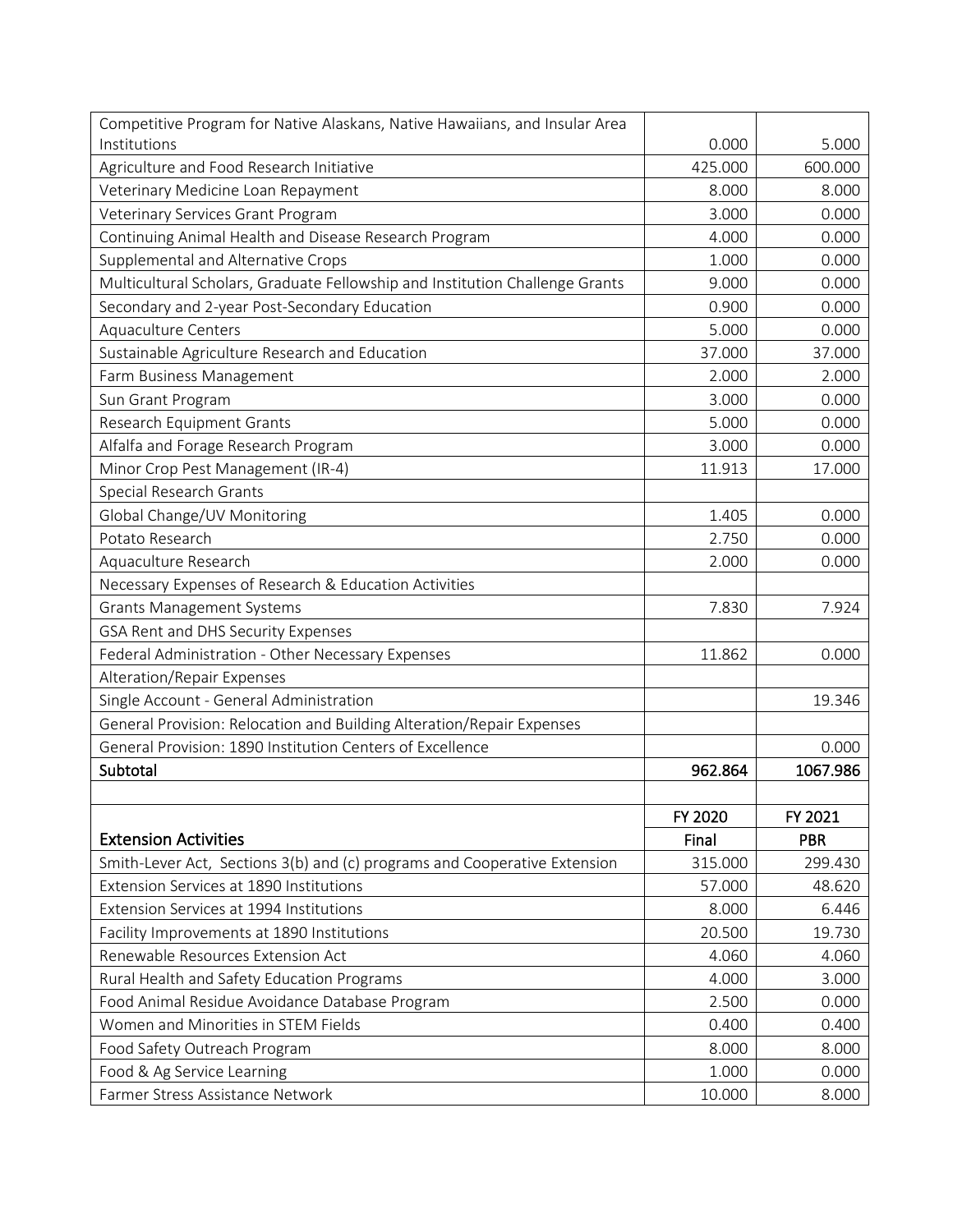| | | |
|---|---|---|
| Competitive Program for Native Alaskans, Native Hawaiians, and Insular Area Institutions | 0.000 | 5.000 |
| Agriculture and Food Research Initiative | 425.000 | 600.000 |
| Veterinary Medicine Loan Repayment | 8.000 | 8.000 |
| Veterinary Services Grant Program | 3.000 | 0.000 |
| Continuing Animal Health and Disease Research Program | 4.000 | 0.000 |
| Supplemental and Alternative Crops | 1.000 | 0.000 |
| Multicultural Scholars, Graduate Fellowship and Institution Challenge Grants | 9.000 | 0.000 |
| Secondary and 2-year Post-Secondary Education | 0.900 | 0.000 |
| Aquaculture Centers | 5.000 | 0.000 |
| Sustainable Agriculture Research and Education | 37.000 | 37.000 |
| Farm Business Management | 2.000 | 2.000 |
| Sun Grant Program | 3.000 | 0.000 |
| Research Equipment Grants | 5.000 | 0.000 |
| Alfalfa and Forage Research Program | 3.000 | 0.000 |
| Minor Crop Pest Management (IR-4) | 11.913 | 17.000 |
| Special Research Grants | | |
| Global Change/UV Monitoring | 1.405 | 0.000 |
| Potato Research | 2.750 | 0.000 |
| Aquaculture Research | 2.000 | 0.000 |
| Necessary Expenses of Research & Education Activities | | |
| Grants Management Systems | 7.830 | 7.924 |
| GSA Rent and DHS Security Expenses | | |
| Federal Administration - Other Necessary Expenses | 11.862 | 0.000 |
| Alteration/Repair Expenses | | |
| Single Account - General Administration | | 19.346 |
| General Provision: Relocation and Building Alteration/Repair Expenses | | |
| General Provision: 1890 Institution Centers of Excellence | | 0.000 |
| **Subtotal** | **962.864** | **1067.986** |

| Extension Activities | FY 2020 Final | FY 2021 PBR |
|---|---|---|
| Smith-Lever Act, Sections 3(b) and (c) programs and Cooperative Extension | 315.000 | 299.430 |
| Extension Services at 1890 Institutions | 57.000 | 48.620 |
| Extension Services at 1994 Institutions | 8.000 | 6.446 |
| Facility Improvements at 1890 Institutions | 20.500 | 19.730 |
| Renewable Resources Extension Act | 4.060 | 4.060 |
| Rural Health and Safety Education Programs | 4.000 | 3.000 |
| Food Animal Residue Avoidance Database Program | 2.500 | 0.000 |
| Women and Minorities in STEM Fields | 0.400 | 0.400 |
| Food Safety Outreach Program | 8.000 | 8.000 |
| Food & Ag Service Learning | 1.000 | 0.000 |
| Farmer Stress Assistance Network | 10.000 | 8.000 |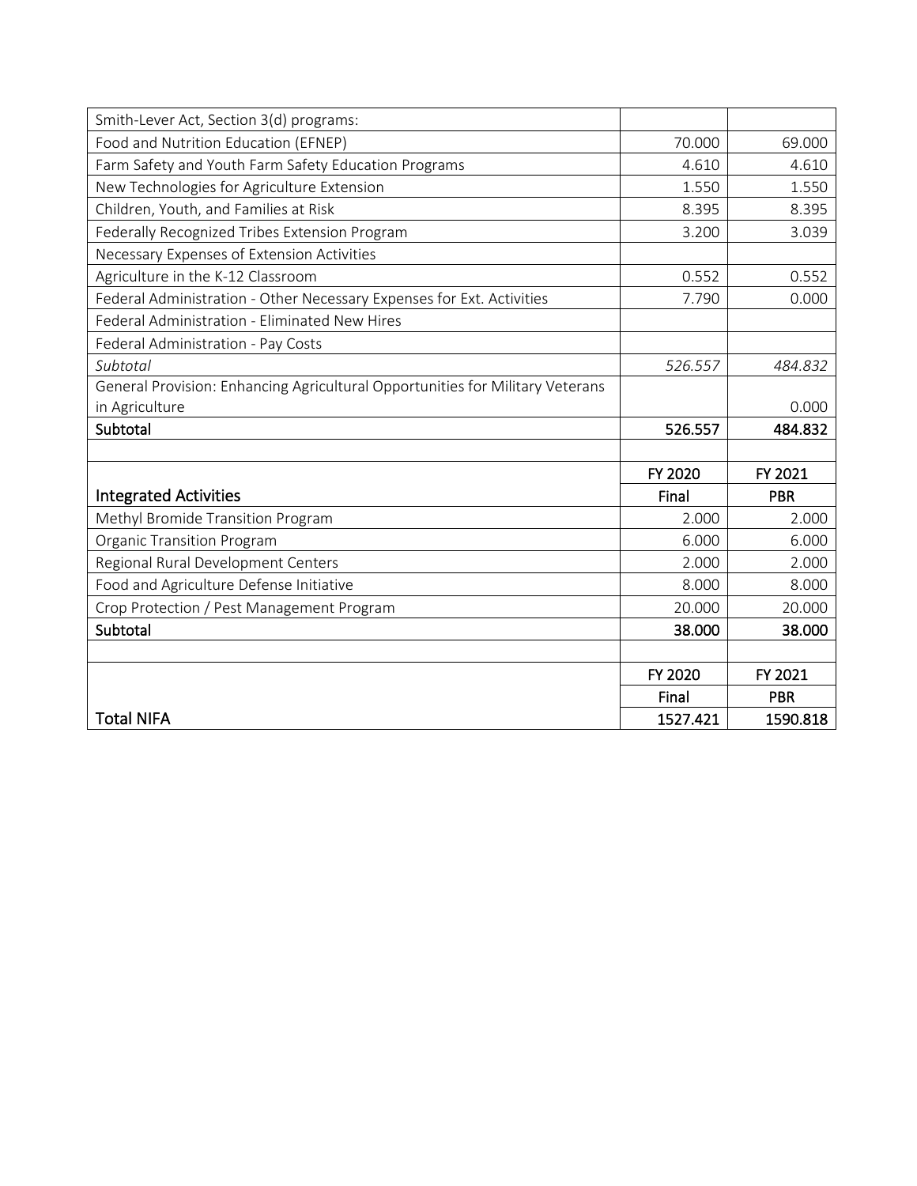| | | |
|---|---|---|
| Smith-Lever Act, Section 3(d) programs: | | |
| Food and Nutrition Education (EFNEP) | 70.000 | 69.000 |
| Farm Safety and Youth Farm Safety Education Programs | 4.610 | 4.610 |
| New Technologies for Agriculture Extension | 1.550 | 1.550 |
| Children, Youth, and Families at Risk | 8.395 | 8.395 |
| Federally Recognized Tribes Extension Program | 3.200 | 3.039 |
| Necessary Expenses of Extension Activities | | |
| Agriculture in the K-12 Classroom | 0.552 | 0.552 |
| Federal Administration - Other Necessary Expenses for Ext. Activities | 7.790 | 0.000 |
| Federal Administration - Eliminated New Hires | | |
| Federal Administration - Pay Costs | | |
| *Subtotal* | *526.557* | *484.832* |
| General Provision: Enhancing Agricultural Opportunities for Military Veterans in Agriculture | | 0.000 |
| **Subtotal** | **526.557** | **484.832** |
| | | |
| | FY 2020 | FY 2021 |
| **Integrated Activities** | Final | PBR |
| Methyl Bromide Transition Program | 2.000 | 2.000 |
| Organic Transition Program | 6.000 | 6.000 |
| Regional Rural Development Centers | 2.000 | 2.000 |
| Food and Agriculture Defense Initiative | 8.000 | 8.000 |
| Crop Protection / Pest Management Program | 20.000 | 20.000 |
| **Subtotal** | **38.000** | **38.000** |
| | | |
| | FY 2020 | FY 2021 |
| | Final | PBR |
| **Total NIFA** | 1527.421 | 1590.818 |